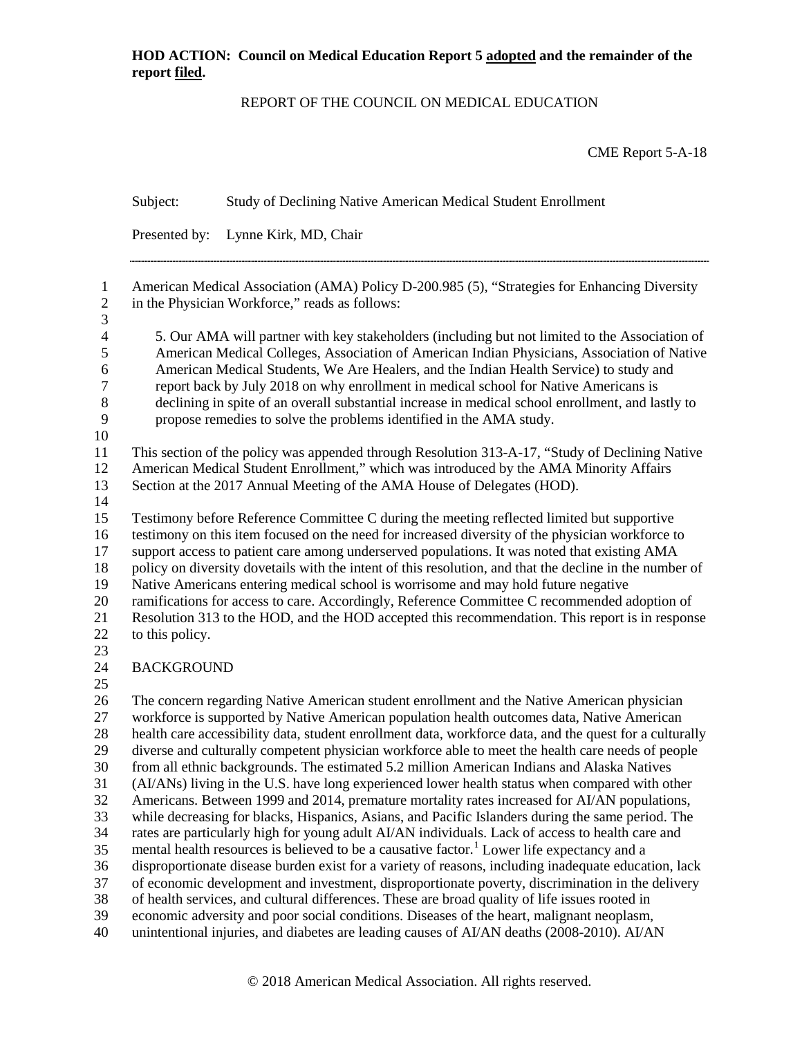**HOD ACTION: Council on Medical Education Report 5 adopted and the remainder of the report filed.**

REPORT OF THE COUNCIL ON MEDICAL EDUCATION

CME Report 5-A-18

Subject: Study of Declining Native American Medical Student Enrollment

Presented by: Lynne Kirk, MD, Chair

---

American Medical Association (AMA) Policy D-200.985 (5), "Strategies for Enhancing Diversity in the Physician Workforce," reads as follows:

> 5. Our AMA will partner with key stakeholders (including but not limited to the Association of American Medical Colleges, Association of American Indian Physicians, Association of Native American Medical Students, We Are Healers, and the Indian Health Service) to study and report back by July 2018 on why enrollment in medical school for Native Americans is declining in spite of an overall substantial increase in medical school enrollment, and lastly to propose remedies to solve the problems identified in the AMA study.

This section of the policy was appended through Resolution 313-A-17, "Study of Declining Native American Medical Student Enrollment," which was introduced by the AMA Minority Affairs Section at the 2017 Annual Meeting of the AMA House of Delegates (HOD).

Testimony before Reference Committee C during the meeting reflected limited but supportive testimony on this item focused on the need for increased diversity of the physician workforce to support access to patient care among underserved populations. It was noted that existing AMA policy on diversity dovetails with the intent of this resolution, and that the decline in the number of Native Americans entering medical school is worrisome and may hold future negative ramifications for access to care. Accordingly, Reference Committee C recommended adoption of Resolution 313 to the HOD, and the HOD accepted this recommendation. This report is in response to this policy.

## BACKGROUND

The concern regarding Native American student enrollment and the Native American physician workforce is supported by Native American population health outcomes data, Native American health care accessibility data, student enrollment data, workforce data, and the quest for a culturally diverse and culturally competent physician workforce able to meet the health care needs of people from all ethnic backgrounds. The estimated 5.2 million American Indians and Alaska Natives (AI/ANs) living in the U.S. have long experienced lower health status when compared with other Americans. Between 1999 and 2014, premature mortality rates increased for AI/AN populations, while decreasing for blacks, Hispanics, Asians, and Pacific Islanders during the same period. The rates are particularly high for young adult AI/AN individuals. Lack of access to health care and mental health resources is believed to be a causative factor.[1] Lower life expectancy and a disproportionate disease burden exist for a variety of reasons, including inadequate education, lack of economic development and investment, disproportionate poverty, discrimination in the delivery of health services, and cultural differences. These are broad quality of life issues rooted in economic adversity and poor social conditions. Diseases of the heart, malignant neoplasm, unintentional injuries, and diabetes are leading causes of AI/AN deaths (2008-2010). AI/AN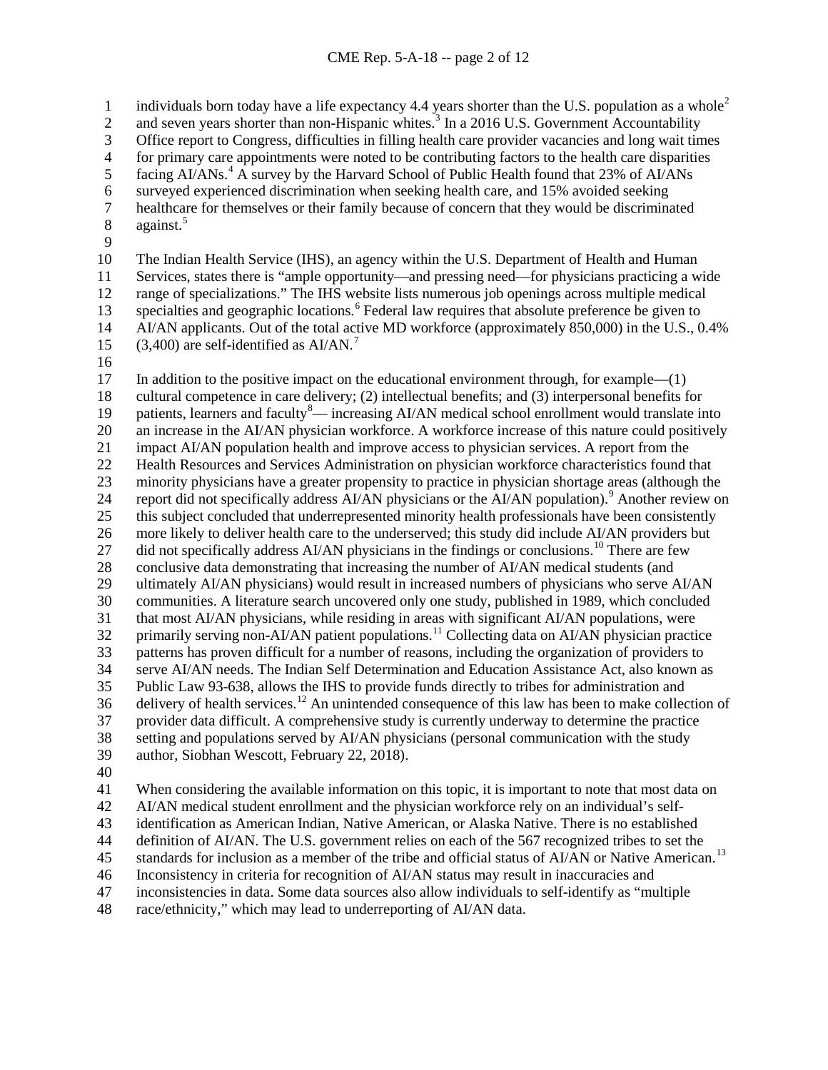individuals born today have a life expectancy 4.4 years shorter than the U.S. population as a whole[2] and seven years shorter than non-Hispanic whites.[3] In a 2016 U.S. Government Accountability Office report to Congress, difficulties in filling health care provider vacancies and long wait times for primary care appointments were noted to be contributing factors to the health care disparities facing AI/ANs.[4] A survey by the Harvard School of Public Health found that 23% of AI/ANs surveyed experienced discrimination when seeking health care, and 15% avoided seeking healthcare for themselves or their family because of concern that they would be discriminated against.[5]

The Indian Health Service (IHS), an agency within the U.S. Department of Health and Human Services, states there is "ample opportunity—and pressing need—for physicians practicing a wide range of specializations." The IHS website lists numerous job openings across multiple medical specialties and geographic locations.[6] Federal law requires that absolute preference be given to AI/AN applicants. Out of the total active MD workforce (approximately 850,000) in the U.S., 0.4% (3,400) are self-identified as AI/AN.[7]

In addition to the positive impact on the educational environment through, for example—(1) cultural competence in care delivery; (2) intellectual benefits; and (3) interpersonal benefits for patients, learners and faculty[8]— increasing AI/AN medical school enrollment would translate into an increase in the AI/AN physician workforce. A workforce increase of this nature could positively impact AI/AN population health and improve access to physician services. A report from the Health Resources and Services Administration on physician workforce characteristics found that minority physicians have a greater propensity to practice in physician shortage areas (although the report did not specifically address AI/AN physicians or the AI/AN population).[9] Another review on this subject concluded that underrepresented minority health professionals have been consistently more likely to deliver health care to the underserved; this study did include AI/AN providers but did not specifically address AI/AN physicians in the findings or conclusions.[10] There are few conclusive data demonstrating that increasing the number of AI/AN medical students (and ultimately AI/AN physicians) would result in increased numbers of physicians who serve AI/AN communities. A literature search uncovered only one study, published in 1989, which concluded that most AI/AN physicians, while residing in areas with significant AI/AN populations, were primarily serving non-AI/AN patient populations.[11] Collecting data on AI/AN physician practice patterns has proven difficult for a number of reasons, including the organization of providers to serve AI/AN needs. The Indian Self Determination and Education Assistance Act, also known as Public Law 93-638, allows the IHS to provide funds directly to tribes for administration and delivery of health services.[12] An unintended consequence of this law has been to make collection of provider data difficult. A comprehensive study is currently underway to determine the practice setting and populations served by AI/AN physicians (personal communication with the study author, Siobhan Wescott, February 22, 2018).

When considering the available information on this topic, it is important to note that most data on AI/AN medical student enrollment and the physician workforce rely on an individual's self-identification as American Indian, Native American, or Alaska Native. There is no established definition of AI/AN. The U.S. government relies on each of the 567 recognized tribes to set the standards for inclusion as a member of the tribe and official status of AI/AN or Native American.[13] Inconsistency in criteria for recognition of AI/AN status may result in inaccuracies and inconsistencies in data. Some data sources also allow individuals to self-identify as "multiple race/ethnicity," which may lead to underreporting of AI/AN data.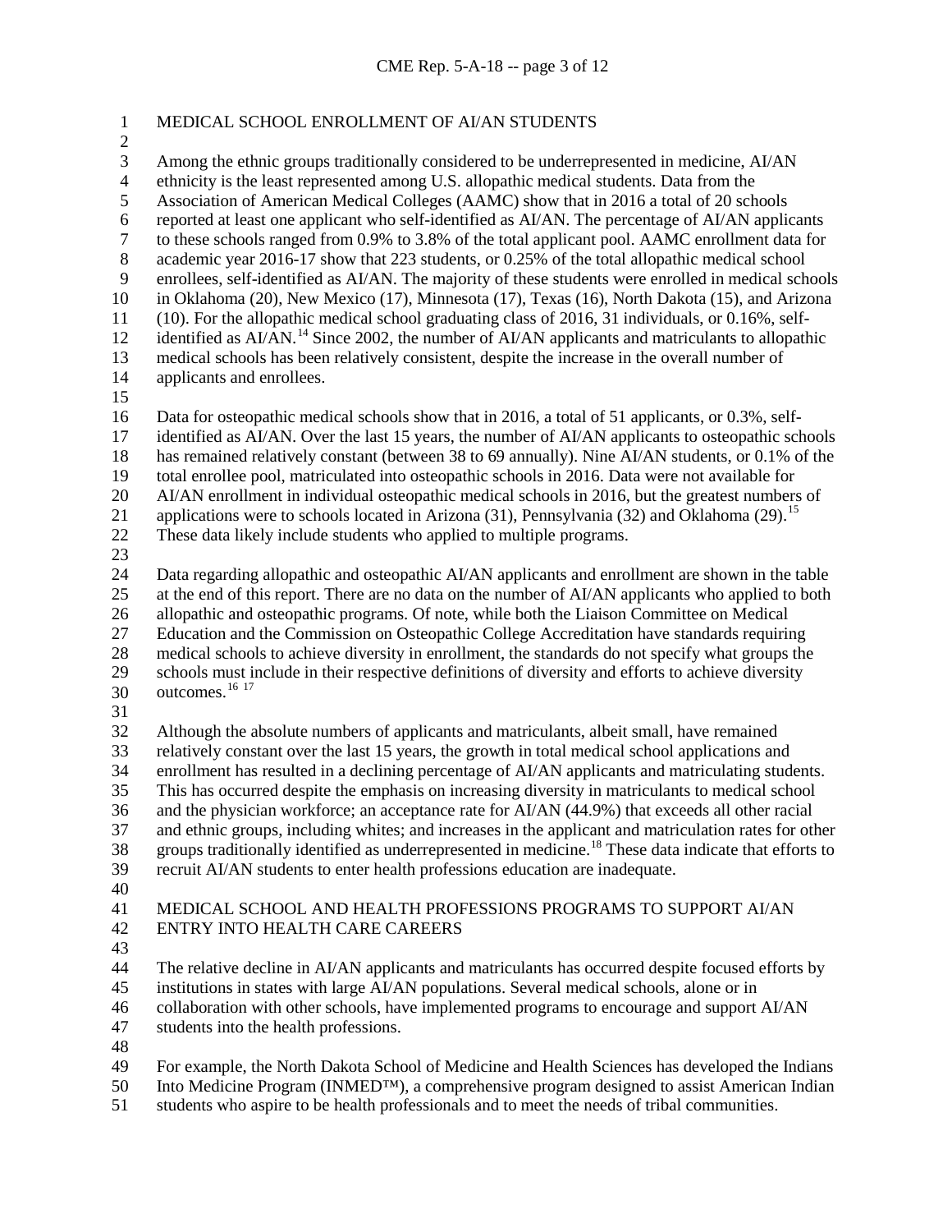## MEDICAL SCHOOL ENROLLMENT OF AI/AN STUDENTS

Among the ethnic groups traditionally considered to be underrepresented in medicine, AI/AN ethnicity is the least represented among U.S. allopathic medical students. Data from the Association of American Medical Colleges (AAMC) show that in 2016 a total of 20 schools reported at least one applicant who self-identified as AI/AN. The percentage of AI/AN applicants to these schools ranged from 0.9% to 3.8% of the total applicant pool. AAMC enrollment data for academic year 2016-17 show that 223 students, or 0.25% of the total allopathic medical school enrollees, self-identified as AI/AN. The majority of these students were enrolled in medical schools in Oklahoma (20), New Mexico (17), Minnesota (17), Texas (16), North Dakota (15), and Arizona (10). For the allopathic medical school graduating class of 2016, 31 individuals, or 0.16%, self-identified as AI/AN.[14] Since 2002, the number of AI/AN applicants and matriculants to allopathic medical schools has been relatively consistent, despite the increase in the overall number of applicants and enrollees.

Data for osteopathic medical schools show that in 2016, a total of 51 applicants, or 0.3%, self-identified as AI/AN. Over the last 15 years, the number of AI/AN applicants to osteopathic schools has remained relatively constant (between 38 to 69 annually). Nine AI/AN students, or 0.1% of the total enrollee pool, matriculated into osteopathic schools in 2016. Data were not available for AI/AN enrollment in individual osteopathic medical schools in 2016, but the greatest numbers of applications were to schools located in Arizona (31), Pennsylvania (32) and Oklahoma (29).[15] These data likely include students who applied to multiple programs.

Data regarding allopathic and osteopathic AI/AN applicants and enrollment are shown in the table at the end of this report. There are no data on the number of AI/AN applicants who applied to both allopathic and osteopathic programs. Of note, while both the Liaison Committee on Medical Education and the Commission on Osteopathic College Accreditation have standards requiring medical schools to achieve diversity in enrollment, the standards do not specify what groups the schools must include in their respective definitions of diversity and efforts to achieve diversity outcomes.[16 17]

Although the absolute numbers of applicants and matriculants, albeit small, have remained relatively constant over the last 15 years, the growth in total medical school applications and enrollment has resulted in a declining percentage of AI/AN applicants and matriculating students. This has occurred despite the emphasis on increasing diversity in matriculants to medical school and the physician workforce; an acceptance rate for AI/AN (44.9%) that exceeds all other racial and ethnic groups, including whites; and increases in the applicant and matriculation rates for other groups traditionally identified as underrepresented in medicine.[18] These data indicate that efforts to recruit AI/AN students to enter health professions education are inadequate.

## MEDICAL SCHOOL AND HEALTH PROFESSIONS PROGRAMS TO SUPPORT AI/AN ENTRY INTO HEALTH CARE CAREERS

The relative decline in AI/AN applicants and matriculants has occurred despite focused efforts by institutions in states with large AI/AN populations. Several medical schools, alone or in collaboration with other schools, have implemented programs to encourage and support AI/AN students into the health professions.

For example, the North Dakota School of Medicine and Health Sciences has developed the Indians Into Medicine Program (INMED™), a comprehensive program designed to assist American Indian students who aspire to be health professionals and to meet the needs of tribal communities.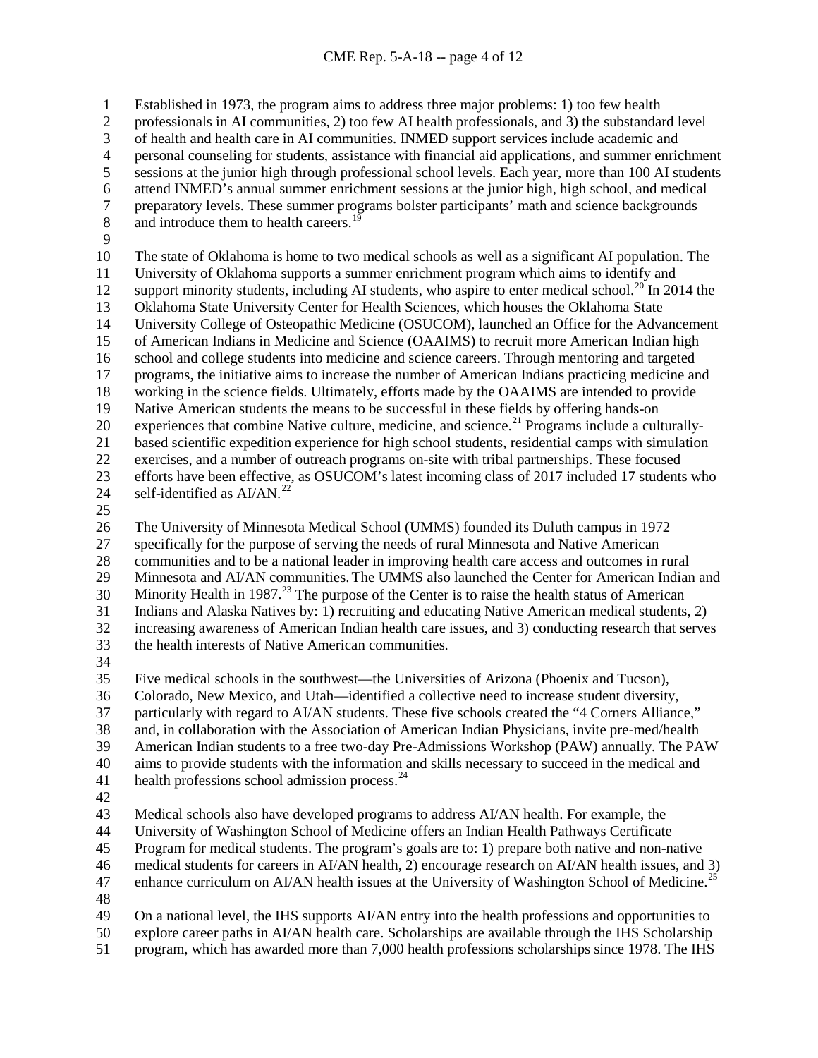Established in 1973, the program aims to address three major problems: 1) too few health professionals in AI communities, 2) too few AI health professionals, and 3) the substandard level of health and health care in AI communities. INMED support services include academic and personal counseling for students, assistance with financial aid applications, and summer enrichment sessions at the junior high through professional school levels. Each year, more than 100 AI students attend INMED's annual summer enrichment sessions at the junior high, high school, and medical preparatory levels. These summer programs bolster participants' math and science backgrounds and introduce them to health careers.[19]

The state of Oklahoma is home to two medical schools as well as a significant AI population. The University of Oklahoma supports a summer enrichment program which aims to identify and support minority students, including AI students, who aspire to enter medical school.[20] In 2014 the Oklahoma State University Center for Health Sciences, which houses the Oklahoma State University College of Osteopathic Medicine (OSUCOM), launched an Office for the Advancement of American Indians in Medicine and Science (OAAIMS) to recruit more American Indian high school and college students into medicine and science careers. Through mentoring and targeted programs, the initiative aims to increase the number of American Indians practicing medicine and working in the science fields. Ultimately, efforts made by the OAAIMS are intended to provide Native American students the means to be successful in these fields by offering hands-on experiences that combine Native culture, medicine, and science.[21] Programs include a culturally-based scientific expedition experience for high school students, residential camps with simulation exercises, and a number of outreach programs on-site with tribal partnerships. These focused efforts have been effective, as OSUCOM's latest incoming class of 2017 included 17 students who self-identified as AI/AN.[22]

The University of Minnesota Medical School (UMMS) founded its Duluth campus in 1972 specifically for the purpose of serving the needs of rural Minnesota and Native American communities and to be a national leader in improving health care access and outcomes in rural Minnesota and AI/AN communities. The UMMS also launched the Center for American Indian and Minority Health in 1987.[23] The purpose of the Center is to raise the health status of American Indians and Alaska Natives by: 1) recruiting and educating Native American medical students, 2) increasing awareness of American Indian health care issues, and 3) conducting research that serves the health interests of Native American communities.

Five medical schools in the southwest—the Universities of Arizona (Phoenix and Tucson), Colorado, New Mexico, and Utah—identified a collective need to increase student diversity, particularly with regard to AI/AN students. These five schools created the "4 Corners Alliance," and, in collaboration with the Association of American Indian Physicians, invite pre-med/health American Indian students to a free two-day Pre-Admissions Workshop (PAW) annually. The PAW aims to provide students with the information and skills necessary to succeed in the medical and health professions school admission process.[24]

Medical schools also have developed programs to address AI/AN health. For example, the University of Washington School of Medicine offers an Indian Health Pathways Certificate Program for medical students. The program's goals are to: 1) prepare both native and non-native medical students for careers in AI/AN health, 2) encourage research on AI/AN health issues, and 3) enhance curriculum on AI/AN health issues at the University of Washington School of Medicine.[25]

On a national level, the IHS supports AI/AN entry into the health professions and opportunities to explore career paths in AI/AN health care. Scholarships are available through the IHS Scholarship program, which has awarded more than 7,000 health professions scholarships since 1978. The IHS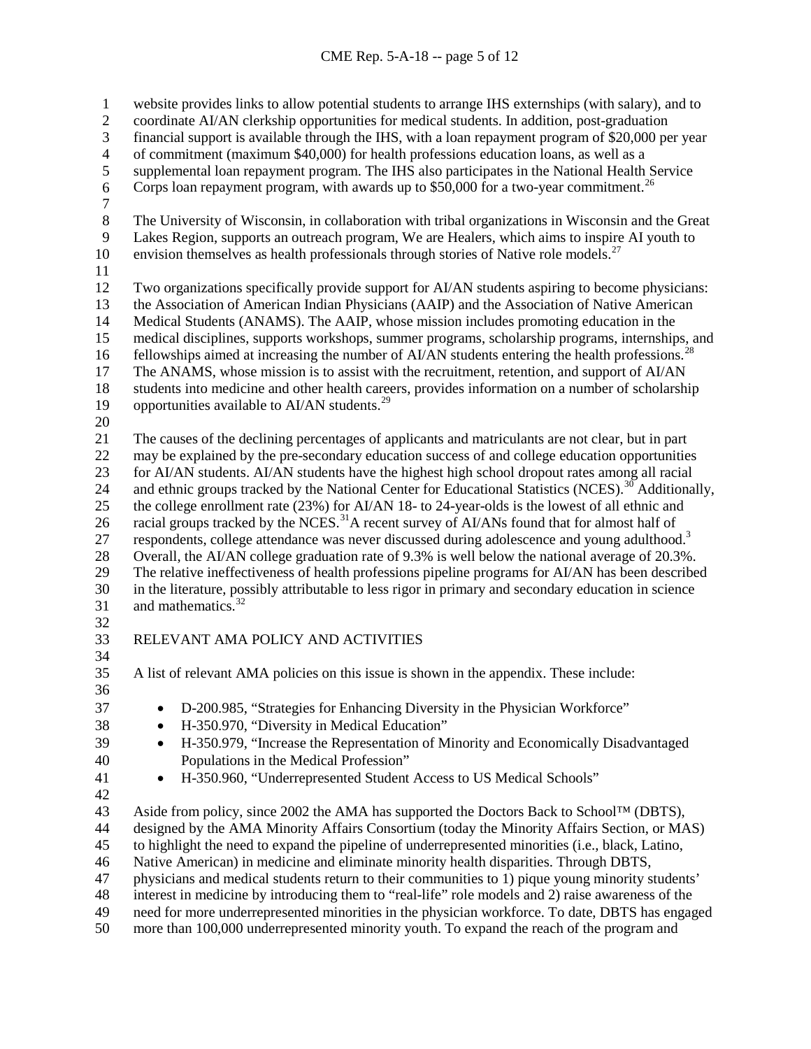website provides links to allow potential students to arrange IHS externships (with salary), and to coordinate AI/AN clerkship opportunities for medical students. In addition, post-graduation financial support is available through the IHS, with a loan repayment program of $20,000 per year of commitment (maximum $40,000) for health professions education loans, as well as a supplemental loan repayment program. The IHS also participates in the National Health Service Corps loan repayment program, with awards up to $50,000 for a two-year commitment.[26]

The University of Wisconsin, in collaboration with tribal organizations in Wisconsin and the Great Lakes Region, supports an outreach program, We are Healers, which aims to inspire AI youth to envision themselves as health professionals through stories of Native role models.[27]

Two organizations specifically provide support for AI/AN students aspiring to become physicians: the Association of American Indian Physicians (AAIP) and the Association of Native American Medical Students (ANAMS). The AAIP, whose mission includes promoting education in the medical disciplines, supports workshops, summer programs, scholarship programs, internships, and fellowships aimed at increasing the number of AI/AN students entering the health professions.[28] The ANAMS, whose mission is to assist with the recruitment, retention, and support of AI/AN students into medicine and other health careers, provides information on a number of scholarship opportunities available to AI/AN students.[29]

The causes of the declining percentages of applicants and matriculants are not clear, but in part may be explained by the pre-secondary education success of and college education opportunities for AI/AN students. AI/AN students have the highest high school dropout rates among all racial and ethnic groups tracked by the National Center for Educational Statistics (NCES).[30] Additionally, the college enrollment rate (23%) for AI/AN 18- to 24-year-olds is the lowest of all ethnic and racial groups tracked by the NCES.[31] A recent survey of AI/ANs found that for almost half of respondents, college attendance was never discussed during adolescence and young adulthood.[3] Overall, the AI/AN college graduation rate of 9.3% is well below the national average of 20.3%. The relative ineffectiveness of health professions pipeline programs for AI/AN has been described in the literature, possibly attributable to less rigor in primary and secondary education in science and mathematics.[32]

## RELEVANT AMA POLICY AND ACTIVITIES

A list of relevant AMA policies on this issue is shown in the appendix. These include:

- D-200.985, "Strategies for Enhancing Diversity in the Physician Workforce"
- H-350.970, "Diversity in Medical Education"
- H-350.979, "Increase the Representation of Minority and Economically Disadvantaged Populations in the Medical Profession"
- H-350.960, "Underrepresented Student Access to US Medical Schools"

Aside from policy, since 2002 the AMA has supported the Doctors Back to School™ (DBTS), designed by the AMA Minority Affairs Consortium (today the Minority Affairs Section, or MAS) to highlight the need to expand the pipeline of underrepresented minorities (i.e., black, Latino, Native American) in medicine and eliminate minority health disparities. Through DBTS, physicians and medical students return to their communities to 1) pique young minority students' interest in medicine by introducing them to "real-life" role models and 2) raise awareness of the need for more underrepresented minorities in the physician workforce. To date, DBTS has engaged more than 100,000 underrepresented minority youth. To expand the reach of the program and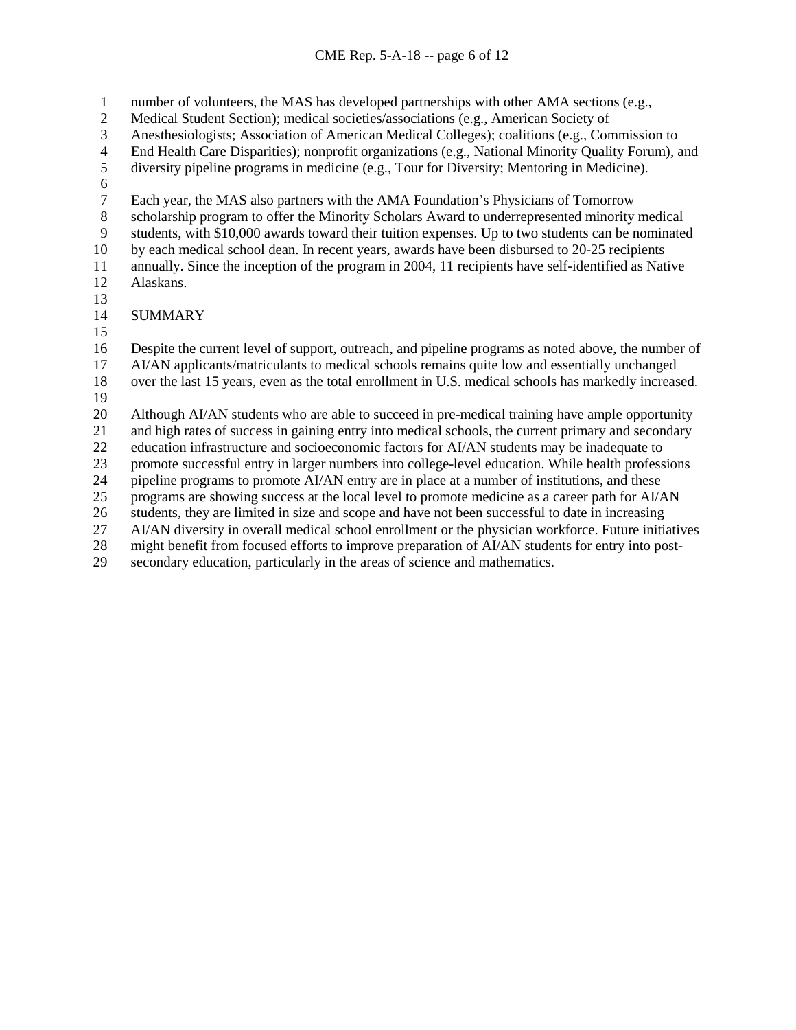number of volunteers, the MAS has developed partnerships with other AMA sections (e.g., Medical Student Section); medical societies/associations (e.g., American Society of Anesthesiologists; Association of American Medical Colleges); coalitions (e.g., Commission to End Health Care Disparities); nonprofit organizations (e.g., National Minority Quality Forum), and diversity pipeline programs in medicine (e.g., Tour for Diversity; Mentoring in Medicine).

Each year, the MAS also partners with the AMA Foundation's Physicians of Tomorrow scholarship program to offer the Minority Scholars Award to underrepresented minority medical students, with $10,000 awards toward their tuition expenses. Up to two students can be nominated by each medical school dean. In recent years, awards have been disbursed to 20-25 recipients annually. Since the inception of the program in 2004, 11 recipients have self-identified as Native Alaskans.

## SUMMARY

Despite the current level of support, outreach, and pipeline programs as noted above, the number of AI/AN applicants/matriculants to medical schools remains quite low and essentially unchanged over the last 15 years, even as the total enrollment in U.S. medical schools has markedly increased.

Although AI/AN students who are able to succeed in pre-medical training have ample opportunity and high rates of success in gaining entry into medical schools, the current primary and secondary education infrastructure and socioeconomic factors for AI/AN students may be inadequate to promote successful entry in larger numbers into college-level education. While health professions pipeline programs to promote AI/AN entry are in place at a number of institutions, and these programs are showing success at the local level to promote medicine as a career path for AI/AN students, they are limited in size and scope and have not been successful to date in increasing AI/AN diversity in overall medical school enrollment or the physician workforce. Future initiatives might benefit from focused efforts to improve preparation of AI/AN students for entry into post-secondary education, particularly in the areas of science and mathematics.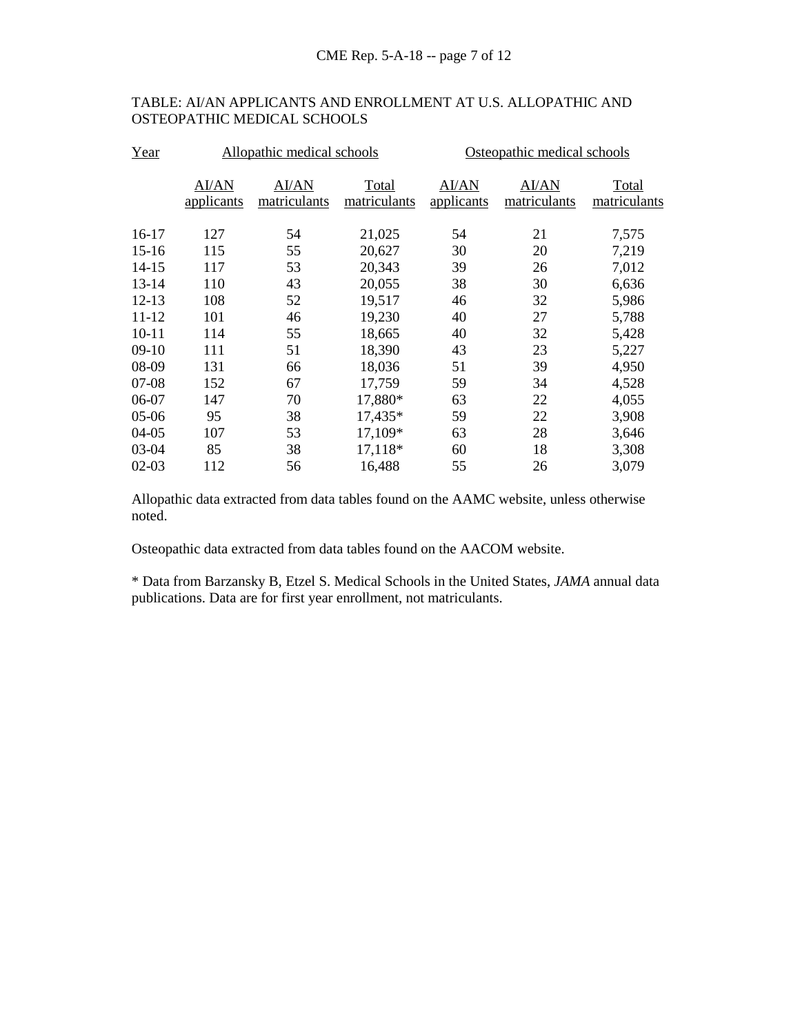TABLE: AI/AN APPLICANTS AND ENROLLMENT AT U.S. ALLOPATHIC AND OSTEOPATHIC MEDICAL SCHOOLS

| Year | Allopathic medical schools | | | Osteopathic medical schools | | |
|---|---|---|---|---|---|---|
| | AI/AN applicants | AI/AN matriculants | Total matriculants | AI/AN applicants | AI/AN matriculants | Total matriculants |
| 16-17 | 127 | 54 | 21,025 | 54 | 21 | 7,575 |
| 15-16 | 115 | 55 | 20,627 | 30 | 20 | 7,219 |
| 14-15 | 117 | 53 | 20,343 | 39 | 26 | 7,012 |
| 13-14 | 110 | 43 | 20,055 | 38 | 30 | 6,636 |
| 12-13 | 108 | 52 | 19,517 | 46 | 32 | 5,986 |
| 11-12 | 101 | 46 | 19,230 | 40 | 27 | 5,788 |
| 10-11 | 114 | 55 | 18,665 | 40 | 32 | 5,428 |
| 09-10 | 111 | 51 | 18,390 | 43 | 23 | 5,227 |
| 08-09 | 131 | 66 | 18,036 | 51 | 39 | 4,950 |
| 07-08 | 152 | 67 | 17,759 | 59 | 34 | 4,528 |
| 06-07 | 147 | 70 | 17,880* | 63 | 22 | 4,055 |
| 05-06 | 95 | 38 | 17,435* | 59 | 22 | 3,908 |
| 04-05 | 107 | 53 | 17,109* | 63 | 28 | 3,646 |
| 03-04 | 85 | 38 | 17,118* | 60 | 18 | 3,308 |
| 02-03 | 112 | 56 | 16,488 | 55 | 26 | 3,079 |

Allopathic data extracted from data tables found on the AAMC website, unless otherwise noted.

Osteopathic data extracted from data tables found on the AACOM website.

* Data from Barzansky B, Etzel S. Medical Schools in the United States, *JAMA* annual data publications. Data are for first year enrollment, not matriculants.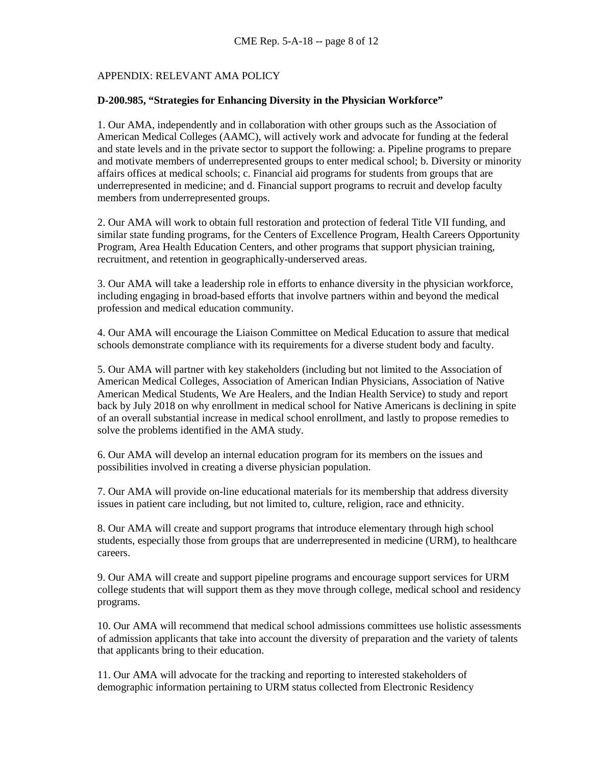APPENDIX: RELEVANT AMA POLICY

**D-200.985, "Strategies for Enhancing Diversity in the Physician Workforce"**

1. Our AMA, independently and in collaboration with other groups such as the Association of American Medical Colleges (AAMC), will actively work and advocate for funding at the federal and state levels and in the private sector to support the following: a. Pipeline programs to prepare and motivate members of underrepresented groups to enter medical school; b. Diversity or minority affairs offices at medical schools; c. Financial aid programs for students from groups that are underrepresented in medicine; and d. Financial support programs to recruit and develop faculty members from underrepresented groups.

2. Our AMA will work to obtain full restoration and protection of federal Title VII funding, and similar state funding programs, for the Centers of Excellence Program, Health Careers Opportunity Program, Area Health Education Centers, and other programs that support physician training, recruitment, and retention in geographically-underserved areas.

3. Our AMA will take a leadership role in efforts to enhance diversity in the physician workforce, including engaging in broad-based efforts that involve partners within and beyond the medical profession and medical education community.

4. Our AMA will encourage the Liaison Committee on Medical Education to assure that medical schools demonstrate compliance with its requirements for a diverse student body and faculty.

5. Our AMA will partner with key stakeholders (including but not limited to the Association of American Medical Colleges, Association of American Indian Physicians, Association of Native American Medical Students, We Are Healers, and the Indian Health Service) to study and report back by July 2018 on why enrollment in medical school for Native Americans is declining in spite of an overall substantial increase in medical school enrollment, and lastly to propose remedies to solve the problems identified in the AMA study.

6. Our AMA will develop an internal education program for its members on the issues and possibilities involved in creating a diverse physician population.

7. Our AMA will provide on-line educational materials for its membership that address diversity issues in patient care including, but not limited to, culture, religion, race and ethnicity.

8. Our AMA will create and support programs that introduce elementary through high school students, especially those from groups that are underrepresented in medicine (URM), to healthcare careers.

9. Our AMA will create and support pipeline programs and encourage support services for URM college students that will support them as they move through college, medical school and residency programs.

10. Our AMA will recommend that medical school admissions committees use holistic assessments of admission applicants that take into account the diversity of preparation and the variety of talents that applicants bring to their education.

11. Our AMA will advocate for the tracking and reporting to interested stakeholders of demographic information pertaining to URM status collected from Electronic Residency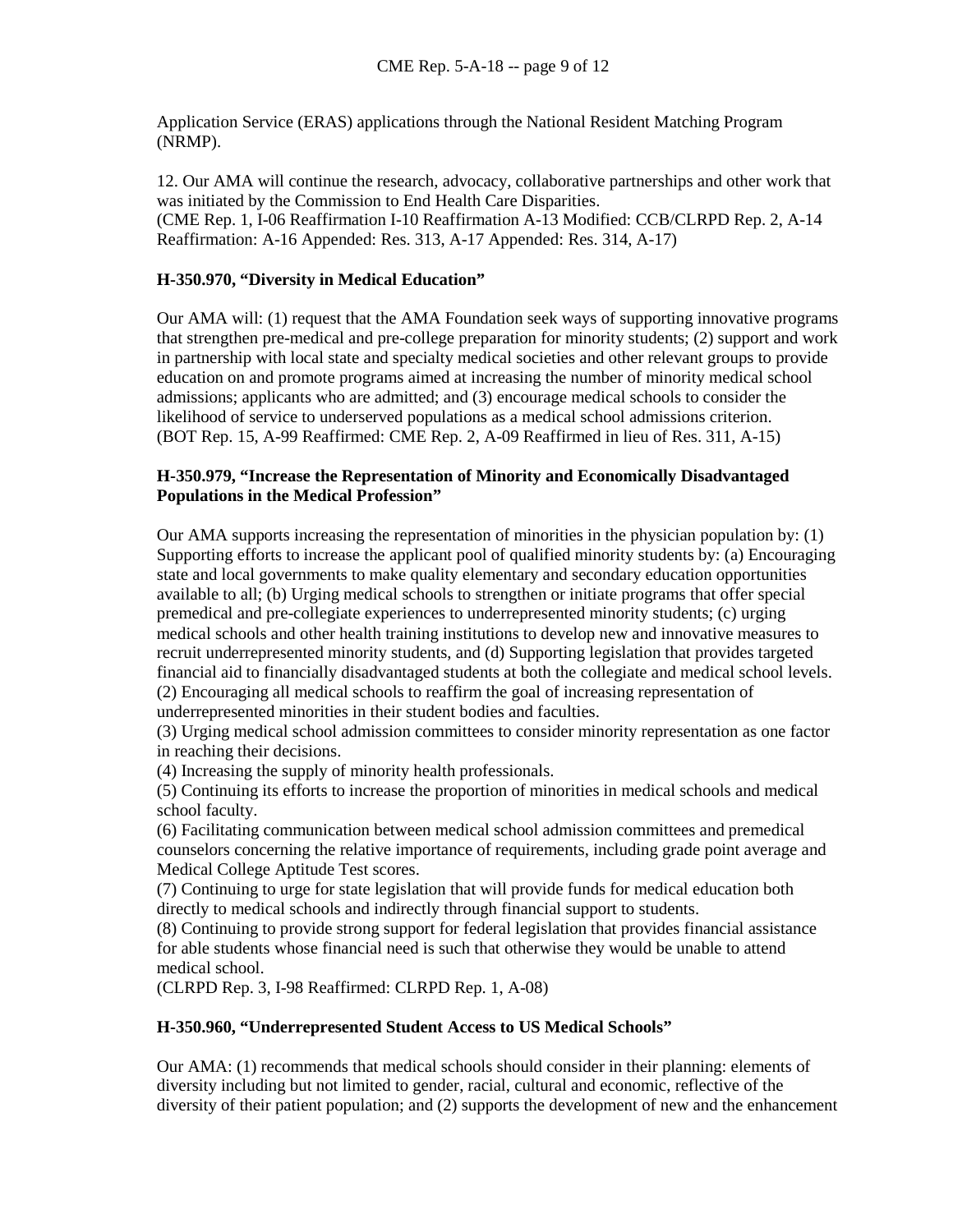Application Service (ERAS) applications through the National Resident Matching Program (NRMP).

12. Our AMA will continue the research, advocacy, collaborative partnerships and other work that was initiated by the Commission to End Health Care Disparities.
(CME Rep. 1, I-06 Reaffirmation I-10 Reaffirmation A-13 Modified: CCB/CLRPD Rep. 2, A-14 Reaffirmation: A-16 Appended: Res. 313, A-17 Appended: Res. 314, A-17)

**H-350.970, "Diversity in Medical Education"**

Our AMA will: (1) request that the AMA Foundation seek ways of supporting innovative programs that strengthen pre-medical and pre-college preparation for minority students; (2) support and work in partnership with local state and specialty medical societies and other relevant groups to provide education on and promote programs aimed at increasing the number of minority medical school admissions; applicants who are admitted; and (3) encourage medical schools to consider the likelihood of service to underserved populations as a medical school admissions criterion.
(BOT Rep. 15, A-99 Reaffirmed: CME Rep. 2, A-09 Reaffirmed in lieu of Res. 311, A-15)

**H-350.979, "Increase the Representation of Minority and Economically Disadvantaged Populations in the Medical Profession"**

Our AMA supports increasing the representation of minorities in the physician population by: (1) Supporting efforts to increase the applicant pool of qualified minority students by: (a) Encouraging state and local governments to make quality elementary and secondary education opportunities available to all; (b) Urging medical schools to strengthen or initiate programs that offer special premedical and pre-collegiate experiences to underrepresented minority students; (c) urging medical schools and other health training institutions to develop new and innovative measures to recruit underrepresented minority students, and (d) Supporting legislation that provides targeted financial aid to financially disadvantaged students at both the collegiate and medical school levels.
(2) Encouraging all medical schools to reaffirm the goal of increasing representation of underrepresented minorities in their student bodies and faculties.
(3) Urging medical school admission committees to consider minority representation as one factor in reaching their decisions.
(4) Increasing the supply of minority health professionals.
(5) Continuing its efforts to increase the proportion of minorities in medical schools and medical school faculty.
(6) Facilitating communication between medical school admission committees and premedical counselors concerning the relative importance of requirements, including grade point average and Medical College Aptitude Test scores.
(7) Continuing to urge for state legislation that will provide funds for medical education both directly to medical schools and indirectly through financial support to students.
(8) Continuing to provide strong support for federal legislation that provides financial assistance for able students whose financial need is such that otherwise they would be unable to attend medical school.
(CLRPD Rep. 3, I-98 Reaffirmed: CLRPD Rep. 1, A-08)

**H-350.960, "Underrepresented Student Access to US Medical Schools"**

Our AMA: (1) recommends that medical schools should consider in their planning: elements of diversity including but not limited to gender, racial, cultural and economic, reflective of the diversity of their patient population; and (2) supports the development of new and the enhancement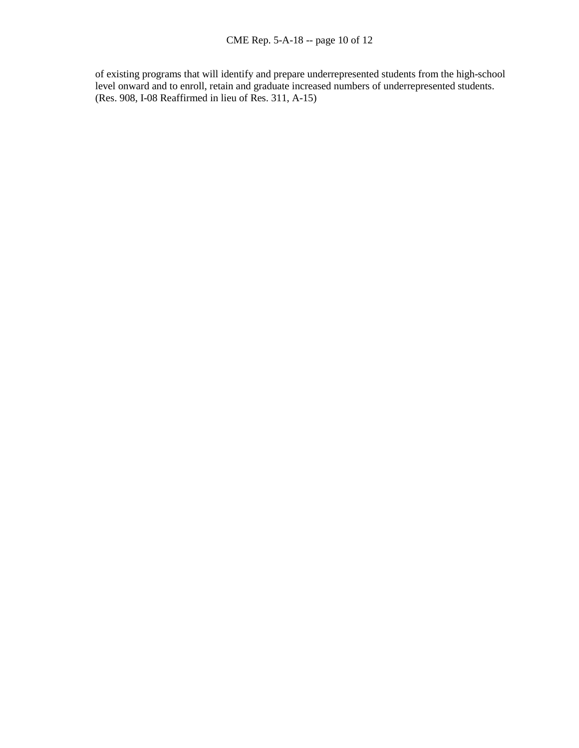of existing programs that will identify and prepare underrepresented students from the high-school level onward and to enroll, retain and graduate increased numbers of underrepresented students. (Res. 908, I-08 Reaffirmed in lieu of Res. 311, A-15)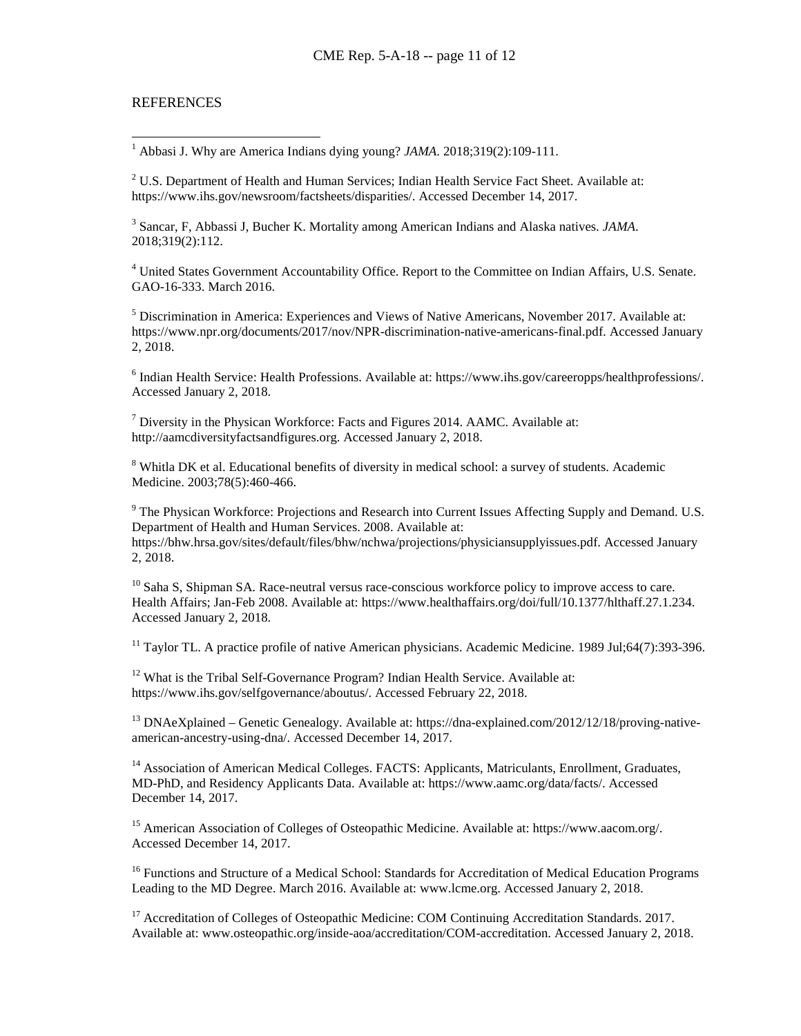REFERENCES

[1] Abbasi J. Why are America Indians dying young? *JAMA*. 2018;319(2):109-111.

[2] U.S. Department of Health and Human Services; Indian Health Service Fact Sheet. Available at: https://www.ihs.gov/newsroom/factsheets/disparities/. Accessed December 14, 2017.

[3] Sancar, F, Abbassi J, Bucher K. Mortality among American Indians and Alaska natives. *JAMA*. 2018;319(2):112.

[4] United States Government Accountability Office. Report to the Committee on Indian Affairs, U.S. Senate. GAO-16-333. March 2016.

[5] Discrimination in America: Experiences and Views of Native Americans, November 2017. Available at: https://www.npr.org/documents/2017/nov/NPR-discrimination-native-americans-final.pdf. Accessed January 2, 2018.

[6] Indian Health Service: Health Professions. Available at: https://www.ihs.gov/careeropps/healthprofessions/. Accessed January 2, 2018.

[7] Diversity in the Physican Workforce: Facts and Figures 2014. AAMC. Available at: http://aamcdiversityfactsandfigures.org. Accessed January 2, 2018.

[8] Whitla DK et al. Educational benefits of diversity in medical school: a survey of students. Academic Medicine. 2003;78(5):460-466.

[9] The Physican Workforce: Projections and Research into Current Issues Affecting Supply and Demand. U.S. Department of Health and Human Services. 2008. Available at: https://bhw.hrsa.gov/sites/default/files/bhw/nchwa/projections/physiciansupplyissues.pdf. Accessed January 2, 2018.

[10] Saha S, Shipman SA. Race-neutral versus race-conscious workforce policy to improve access to care. Health Affairs; Jan-Feb 2008. Available at: https://www.healthaffairs.org/doi/full/10.1377/hlthaff.27.1.234. Accessed January 2, 2018.

[11] Taylor TL. A practice profile of native American physicians. Academic Medicine. 1989 Jul;64(7):393-396.

[12] What is the Tribal Self-Governance Program? Indian Health Service. Available at: https://www.ihs.gov/selfgovernance/aboutus/. Accessed February 22, 2018.

[13] DNAeXplained – Genetic Genealogy. Available at: https://dna-explained.com/2012/12/18/proving-native-american-ancestry-using-dna/. Accessed December 14, 2017.

[14] Association of American Medical Colleges. FACTS: Applicants, Matriculants, Enrollment, Graduates, MD-PhD, and Residency Applicants Data. Available at: https://www.aamc.org/data/facts/. Accessed December 14, 2017.

[15] American Association of Colleges of Osteopathic Medicine. Available at: https://www.aacom.org/. Accessed December 14, 2017.

[16] Functions and Structure of a Medical School: Standards for Accreditation of Medical Education Programs Leading to the MD Degree. March 2016. Available at: www.lcme.org. Accessed January 2, 2018.

[17] Accreditation of Colleges of Osteopathic Medicine: COM Continuing Accreditation Standards. 2017. Available at: www.osteopathic.org/inside-aoa/accreditation/COM-accreditation. Accessed January 2, 2018.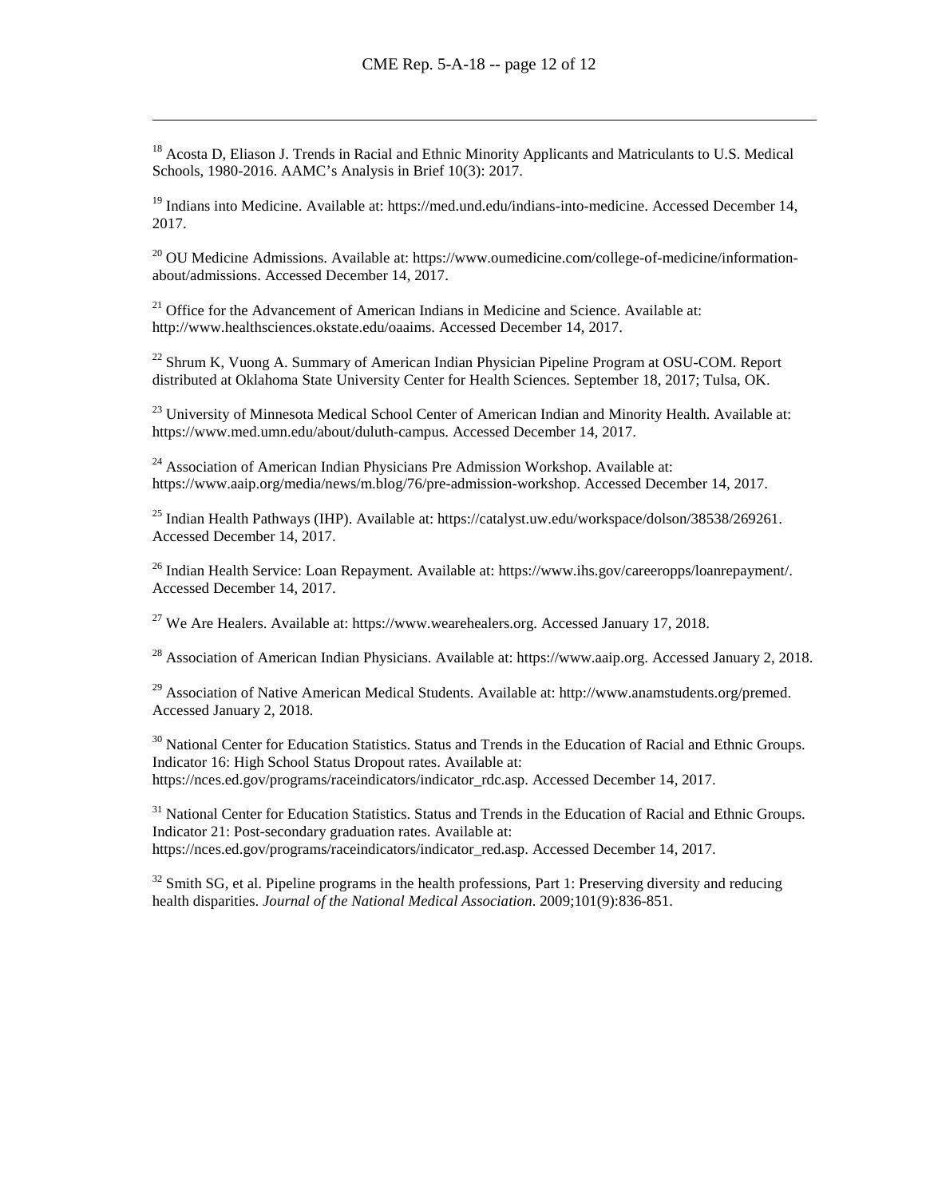[18] Acosta D, Eliason J. Trends in Racial and Ethnic Minority Applicants and Matriculants to U.S. Medical Schools, 1980-2016. AAMC's Analysis in Brief 10(3): 2017.

[19] Indians into Medicine. Available at: https://med.und.edu/indians-into-medicine. Accessed December 14, 2017.

[20] OU Medicine Admissions. Available at: https://www.oumedicine.com/college-of-medicine/information-about/admissions. Accessed December 14, 2017.

[21] Office for the Advancement of American Indians in Medicine and Science. Available at: http://www.healthsciences.okstate.edu/oaaims. Accessed December 14, 2017.

[22] Shrum K, Vuong A. Summary of American Indian Physician Pipeline Program at OSU-COM. Report distributed at Oklahoma State University Center for Health Sciences. September 18, 2017; Tulsa, OK.

[23] University of Minnesota Medical School Center of American Indian and Minority Health. Available at: https://www.med.umn.edu/about/duluth-campus. Accessed December 14, 2017.

[24] Association of American Indian Physicians Pre Admission Workshop. Available at: https://www.aaip.org/media/news/m.blog/76/pre-admission-workshop. Accessed December 14, 2017.

[25] Indian Health Pathways (IHP). Available at: https://catalyst.uw.edu/workspace/dolson/38538/269261. Accessed December 14, 2017.

[26] Indian Health Service: Loan Repayment. Available at: https://www.ihs.gov/careeropps/loanrepayment/. Accessed December 14, 2017.

[27] We Are Healers. Available at: https://www.wearehealers.org. Accessed January 17, 2018.

[28] Association of American Indian Physicians. Available at: https://www.aaip.org. Accessed January 2, 2018.

[29] Association of Native American Medical Students. Available at: http://www.anamstudents.org/premed. Accessed January 2, 2018.

[30] National Center for Education Statistics. Status and Trends in the Education of Racial and Ethnic Groups. Indicator 16: High School Status Dropout rates. Available at: https://nces.ed.gov/programs/raceindicators/indicator_rdc.asp. Accessed December 14, 2017.

[31] National Center for Education Statistics. Status and Trends in the Education of Racial and Ethnic Groups. Indicator 21: Post-secondary graduation rates. Available at: https://nces.ed.gov/programs/raceindicators/indicator_red.asp. Accessed December 14, 2017.

[32] Smith SG, et al. Pipeline programs in the health professions, Part 1: Preserving diversity and reducing health disparities. *Journal of the National Medical Association*. 2009;101(9):836-851.